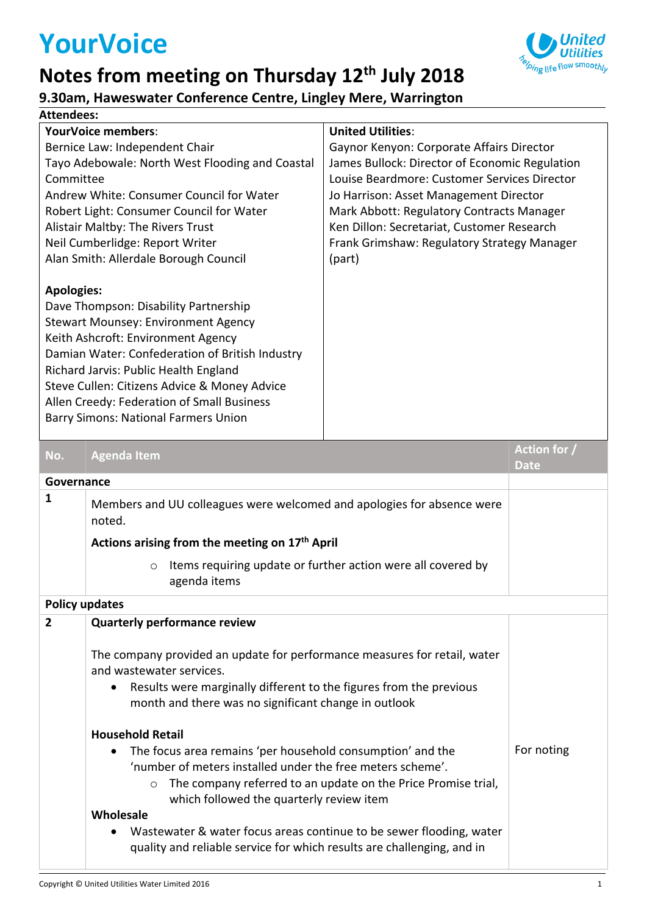# YourVoice

## Notes from meeting on Thursday 12th July 2018

### 9.30am, Haweswater Conference Centre, Lingley Mere, Warrington

**Attendees:**

| **YourVoice members**: | **United Utilities**: |
|---|---|
| Bernice Law: Independent Chair<br>Tayo Adebowale: North West Flooding and Coastal Committee<br>Andrew White: Consumer Council for Water<br>Robert Light: Consumer Council for Water<br>Alistair Maltby: The Rivers Trust<br>Neil Cumberlidge: Report Writer<br>Alan Smith: Allerdale Borough Council<br><br>**Apologies:**<br>Dave Thompson: Disability Partnership<br>Stewart Mounsey: Environment Agency<br>Keith Ashcroft: Environment Agency<br>Damian Water: Confederation of British Industry<br>Richard Jarvis: Public Health England<br>Steve Cullen: Citizens Advice & Money Advice<br>Allen Creedy: Federation of Small Business<br>Barry Simons: National Farmers Union | Gaynor Kenyon: Corporate Affairs Director<br>James Bullock: Director of Economic Regulation<br>Louise Beardmore: Customer Services Director<br>Jo Harrison: Asset Management Director<br>Mark Abbott: Regulatory Contracts Manager<br>Ken Dillon: Secretariat, Customer Research<br>Frank Grimshaw: Regulatory Strategy Manager (part) |

| No. | Agenda Item | Action for / Date |
|---|---|---|
| **Governance** | | |
| 1 | Members and UU colleagues were welcomed and apologies for absence were noted.<br><br>**Actions arising from the meeting on 17th April**<br>◦ Items requiring update or further action were all covered by agenda items | |
| **Policy updates** | | |
| 2 | **Quarterly performance review**<br><br>The company provided an update for performance measures for retail, water and wastewater services.<br>• Results were marginally different to the figures from the previous month and there was no significant change in outlook<br><br>**Household Retail**<br>• The focus area remains 'per household consumption' and the 'number of meters installed under the free meters scheme'.<br>◦ The company referred to an update on the Price Promise trial, which followed the quarterly review item<br>**Wholesale**<br>• Wastewater & water focus areas continue to be sewer flooding, water quality and reliable service for which results are challenging, and in | For noting |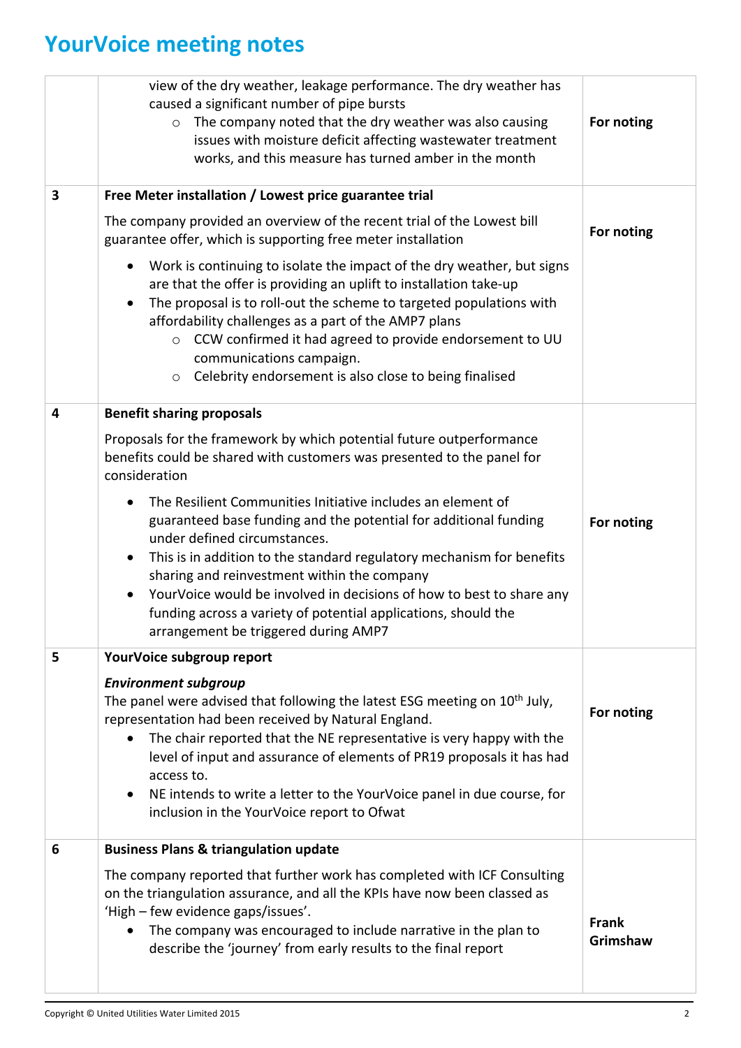| | | |
|---|---|---|
| | view of the dry weather, leakage performance. The dry weather has caused a significant number of pipe bursts<br>&nbsp;&nbsp;&nbsp;&nbsp;○ The company noted that the dry weather was also causing issues with moisture deficit affecting wastewater treatment works, and this measure has turned amber in the month | **For noting** |
| **3** | **Free Meter installation / Lowest price guarantee trial**<br><br>The company provided an overview of the recent trial of the Lowest bill guarantee offer, which is supporting free meter installation<br><br>• Work is continuing to isolate the impact of the dry weather, but signs are that the offer is providing an uplift to installation take-up<br>• The proposal is to roll-out the scheme to targeted populations with affordability challenges as a part of the AMP7 plans<br>&nbsp;&nbsp;&nbsp;&nbsp;○ CCW confirmed it had agreed to provide endorsement to UU communications campaign.<br>&nbsp;&nbsp;&nbsp;&nbsp;○ Celebrity endorsement is also close to being finalised | **For noting** |
| **4** | **Benefit sharing proposals**<br><br>Proposals for the framework by which potential future outperformance benefits could be shared with customers was presented to the panel for consideration<br><br>• The Resilient Communities Initiative includes an element of guaranteed base funding and the potential for additional funding under defined circumstances.<br>• This is in addition to the standard regulatory mechanism for benefits sharing and reinvestment within the company<br>• YourVoice would be involved in decisions of how to best to share any funding across a variety of potential applications, should the arrangement be triggered during AMP7 | **For noting** |
| **5** | **YourVoice subgroup report**<br><br>***Environment subgroup***<br>The panel were advised that following the latest ESG meeting on 10th July, representation had been received by Natural England.<br>• The chair reported that the NE representative is very happy with the level of input and assurance of elements of PR19 proposals it has had access to.<br>• NE intends to write a letter to the YourVoice panel in due course, for inclusion in the YourVoice report to Ofwat | **For noting** |
| **6** | **Business Plans & triangulation update**<br><br>The company reported that further work has completed with ICF Consulting on the triangulation assurance, and all the KPIs have now been classed as 'High – few evidence gaps/issues'.<br>• The company was encouraged to include narrative in the plan to describe the 'journey' from early results to the final report | **Frank Grimshaw** |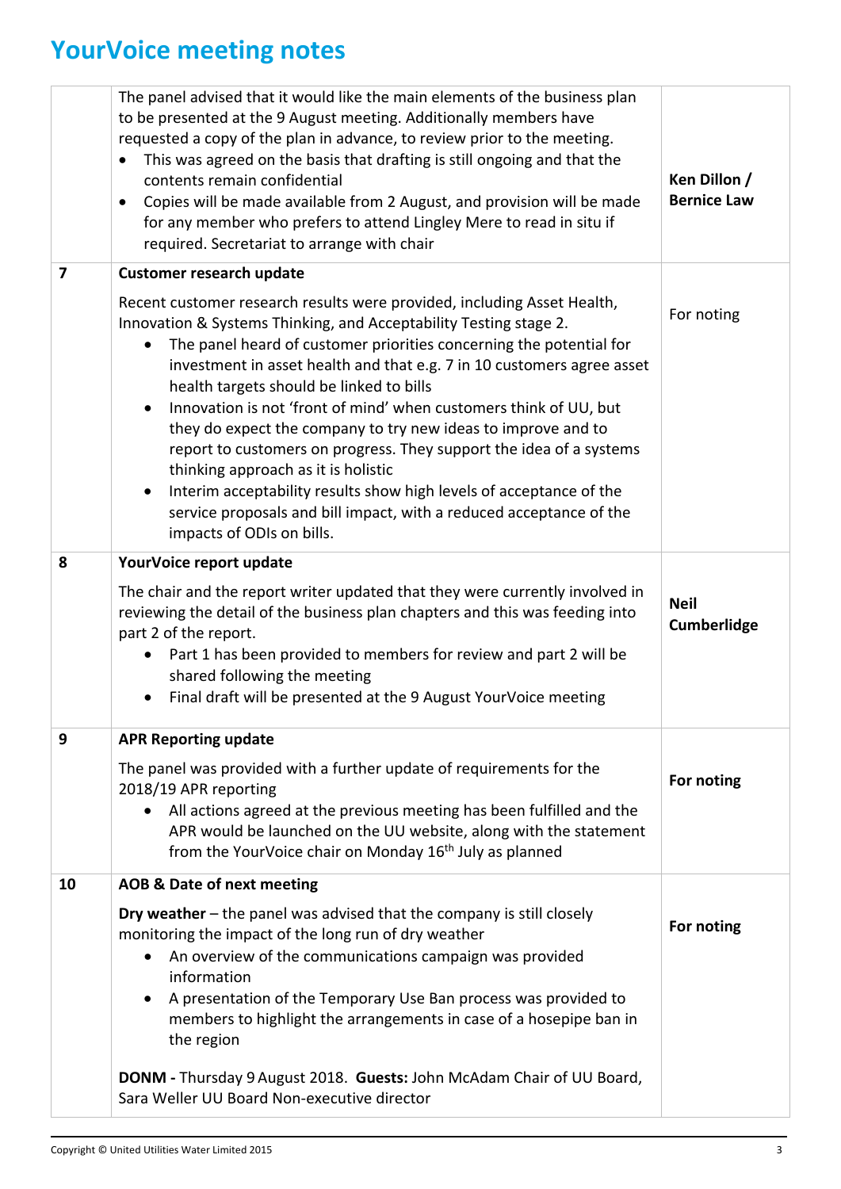# YourVoice meeting notes

| | | |
|---|---|---|
| | The panel advised that it would like the main elements of the business plan to be presented at the 9 August meeting. Additionally members have requested a copy of the plan in advance, to review prior to the meeting.<br>• This was agreed on the basis that drafting is still ongoing and that the contents remain confidential<br>• Copies will be made available from 2 August, and provision will be made for any member who prefers to attend Lingley Mere to read in situ if required. Secretariat to arrange with chair | **Ken Dillon / Bernice Law** |
| **7** | **Customer research update**<br><br>Recent customer research results were provided, including Asset Health, Innovation & Systems Thinking, and Acceptability Testing stage 2.<br>• The panel heard of customer priorities concerning the potential for investment in asset health and that e.g. 7 in 10 customers agree asset health targets should be linked to bills<br>• Innovation is not 'front of mind' when customers think of UU, but they do expect the company to try new ideas to improve and to report to customers on progress. They support the idea of a systems thinking approach as it is holistic<br>• Interim acceptability results show high levels of acceptance of the service proposals and bill impact, with a reduced acceptance of the impacts of ODIs on bills. | For noting |
| **8** | **YourVoice report update**<br><br>The chair and the report writer updated that they were currently involved in reviewing the detail of the business plan chapters and this was feeding into part 2 of the report.<br>• Part 1 has been provided to members for review and part 2 will be shared following the meeting<br>• Final draft will be presented at the 9 August YourVoice meeting | **Neil Cumberlidge** |
| **9** | **APR Reporting update**<br><br>The panel was provided with a further update of requirements for the 2018/19 APR reporting<br>• All actions agreed at the previous meeting has been fulfilled and the APR would be launched on the UU website, along with the statement from the YourVoice chair on Monday 16th July as planned | **For noting** |
| **10** | **AOB & Date of next meeting**<br><br>**Dry weather** – the panel was advised that the company is still closely monitoring the impact of the long run of dry weather<br>• An overview of the communications campaign was provided information<br>• A presentation of the Temporary Use Ban process was provided to members to highlight the arrangements in case of a hosepipe ban in the region<br><br>**DONM -** Thursday 9 August 2018. **Guests:** John McAdam Chair of UU Board, Sara Weller UU Board Non-executive director | **For noting** |

Copyright © United Utilities Water Limited 2015